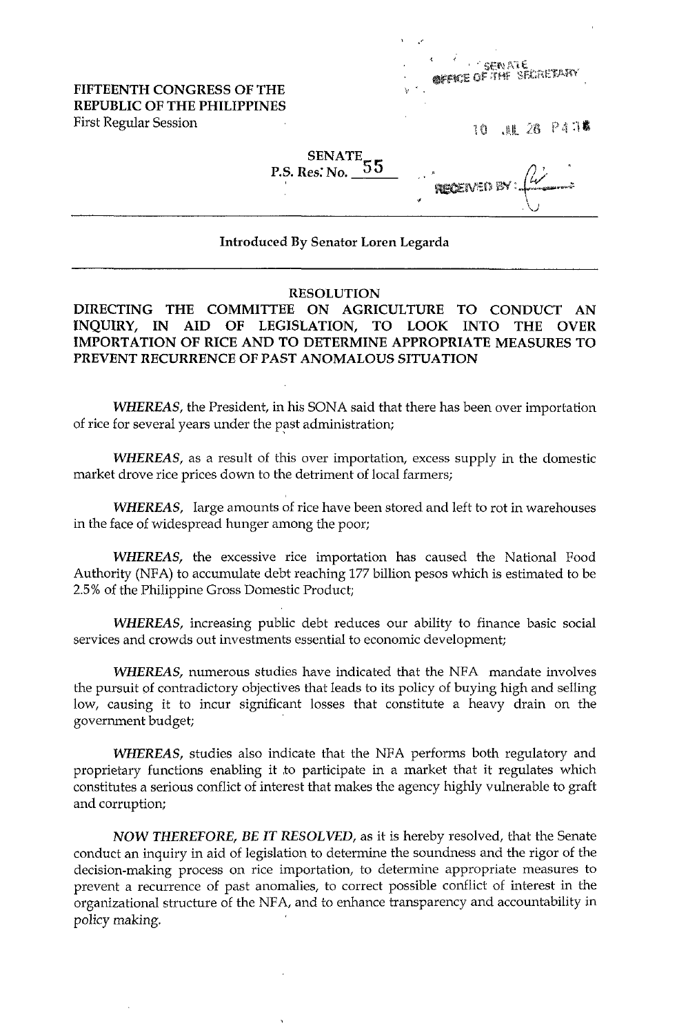**FIFTEENTH CONGRESS OF THE REPUBLIC OF THE PHILIPPINES**
First Regular Session

SENATE OFFICE OF THE SECRETARY
10 JUL 26 P4:18
RECEIVED BY:

**SENATE**
**P.S. Res. No. 55**

**Introduced By Senator Loren Legarda**

**RESOLUTION**

**DIRECTING THE COMMITTEE ON AGRICULTURE TO CONDUCT AN INQUIRY, IN AID OF LEGISLATION, TO LOOK INTO THE OVER IMPORTATION OF RICE AND TO DETERMINE APPROPRIATE MEASURES TO PREVENT RECURRENCE OF PAST ANOMALOUS SITUATION**

*WHEREAS*, the President, in his SONA said that there has been over importation of rice for several years under the past administration;

*WHEREAS*, as a result of this over importation, excess supply in the domestic market drove rice prices down to the detriment of local farmers;

*WHEREAS*, large amounts of rice have been stored and left to rot in warehouses in the face of widespread hunger among the poor;

*WHEREAS*, the excessive rice importation has caused the National Food Authority (NFA) to accumulate debt reaching 177 billion pesos which is estimated to be 2.5% of the Philippine Gross Domestic Product;

*WHEREAS*, increasing public debt reduces our ability to finance basic social services and crowds out investments essential to economic development;

*WHEREAS*, numerous studies have indicated that the NFA mandate involves the pursuit of contradictory objectives that leads to its policy of buying high and selling low, causing it to incur significant losses that constitute a heavy drain on the government budget;

*WHEREAS*, studies also indicate that the NFA performs both regulatory and proprietary functions enabling it to participate in a market that it regulates which constitutes a serious conflict of interest that makes the agency highly vulnerable to graft and corruption;

*NOW THEREFORE, BE IT RESOLVED*, as it is hereby resolved, that the Senate conduct an inquiry in aid of legislation to determine the soundness and the rigor of the decision-making process on rice importation, to determine appropriate measures to prevent a recurrence of past anomalies, to correct possible conflict of interest in the organizational structure of the NFA, and to enhance transparency and accountability in policy making.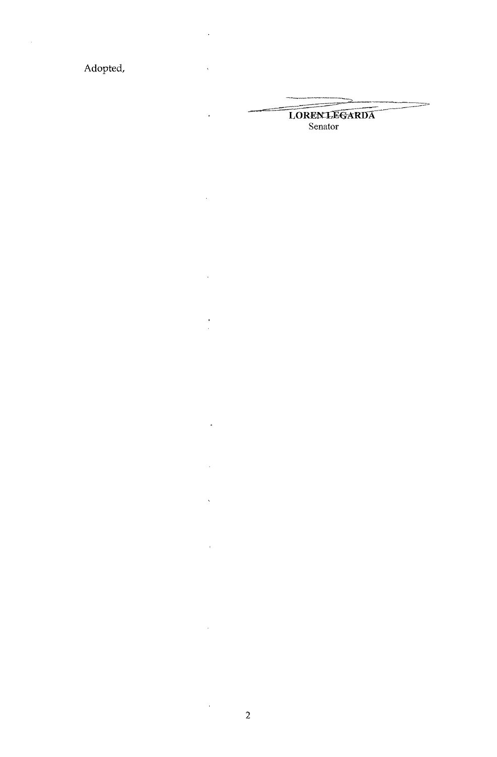Adopted,

**LOREN LEGARDA**
Senator